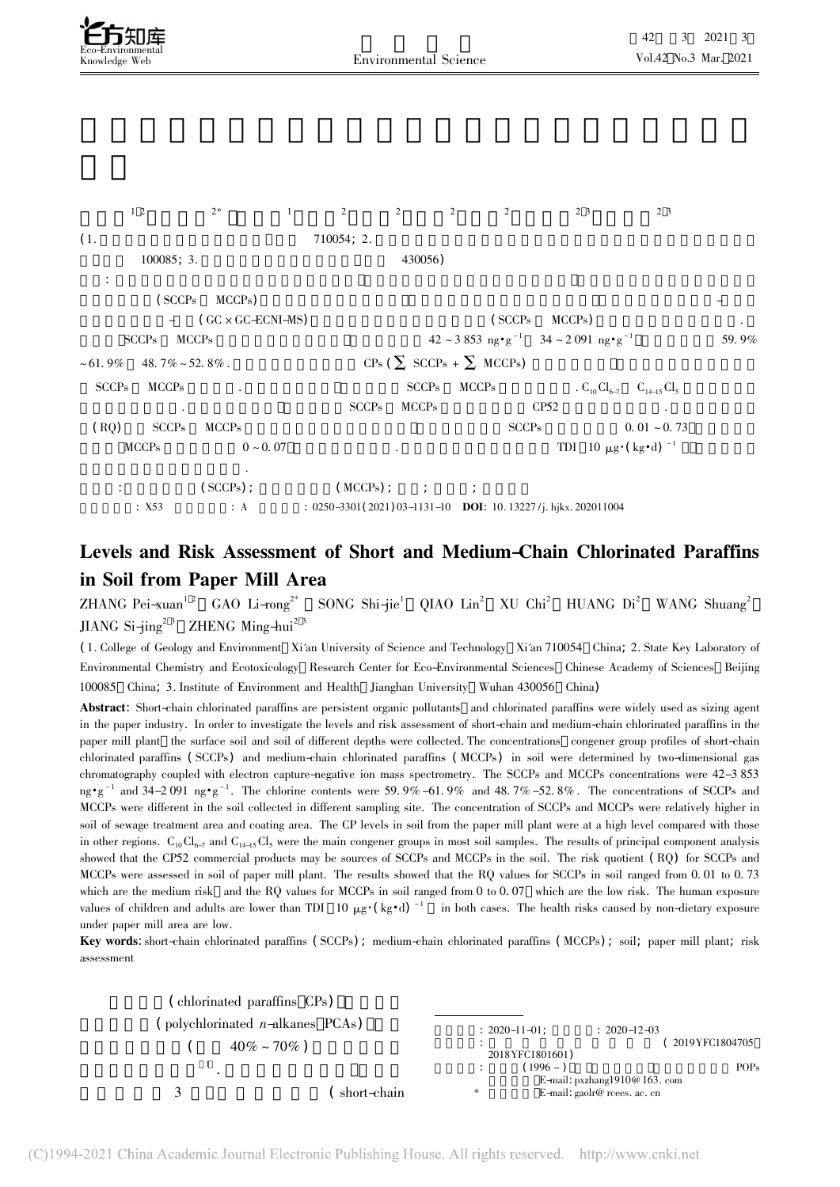# Levels and Risk Assessment of Short and Medium-Chain Chlorinated Paraffins in Soil from Paper Mill Area

ZHANG Pei-xuan[1,2], GAO Li-rong[2*], SONG Shi-jie[1], QIAO Lin[2], XU Chi[2], HUANG Di[2], WANG Shuang[2], JIANG Si-jing[2,3], ZHENG Ming-hui[2,3]

(1. College of Geology and Environment, Xi'an University of Science and Technology, Xi'an 710054, China; 2. State Key Laboratory of Environmental Chemistry and Ecotoxicology, Research Center for Eco-Environmental Sciences, Chinese Academy of Sciences, Beijing 100085, China; 3. Institute of Environment and Health, Jianghan University, Wuhan 430056, China)

**Abstract**: Short-chain chlorinated paraffins are persistent organic pollutants, and chlorinated paraffins were widely used as sizing agent in the paper industry. In order to investigate the levels and risk assessment of short-chain and medium-chain chlorinated paraffins in the paper mill plant, the surface soil and soil of different depths were collected. The concentrations, congener group profiles of short-chain chlorinated paraffins (SCCPs) and medium-chain chlorinated paraffins (MCCPs) in soil were determined by two-dimensional gas chromatography coupled with electron capture-negative ion mass spectrometry. The SCCPs and MCCPs concentrations were 42-3 853 $ng\cdot g^{-1}$ and 34-2 091 $ng\cdot g^{-1}$. The chlorine contents were 59.9%-61.9% and 48.7%-52.8%. The concentrations of SCCPs and MCCPs were different in the soil collected in different sampling site. The concentration of SCCPs and MCCPs were relatively higher in soil of sewage treatment area and coating area. The CP levels in soil from the paper mill plant were at a high level compared with those in other regions. $C_{10}Cl_{6-7}$ and $C_{14-15}Cl_5$ were the main congener groups in most soil samples. The results of principal component analysis showed that the CP52 commercial products may be sources of SCCPs and MCCPs in the soil. The risk quotient (RQ) for SCCPs and MCCPs were assessed in soil of paper mill plant. The results showed that the RQ values for SCCPs in soil ranged from 0.01 to 0.73 which are the medium risk, and the RQ values for MCCPs in soil ranged from 0 to 0.07, which are the low risk. The human exposure values of children and adults are lower than TDI (10 $\mu g\cdot(kg\cdot d)^{-1}$) in both cases. The health risks caused by non-dietary exposure under paper mill area are low.

**Key words**: short-chain chlorinated paraffins (SCCPs); medium-chain chlorinated paraffins (MCCPs); soil; paper mill plant; risk assessment

: X53 : A : 0250-3301(2021)03-1131-10 **DOI**: 10.13227/j.hjkx.202011004

(chlorinated paraffins, CPs) (polychlorinated *n*-alkanes, PCAs) (40%-70%)[1]. 3 (short-chain

: 2020-11-01; : 2020-12-03

: (2019YFC1804705, 2018YFC1801601)

: (1996-), POPs, E-mail: pxzhang1910@163.com

\* E-mail: gaolr@rcees.ac.cn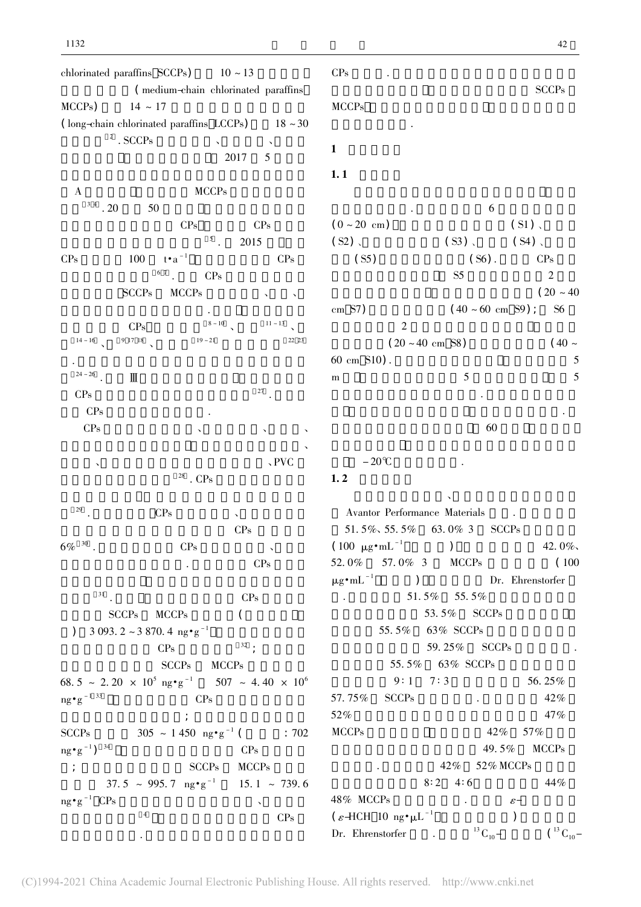chlorinated paraffins, SCCPs) 10 ~ 13 (medium-chain chlorinated paraffins, MCCPs) 14 ~ 17 (long-chain chlorinated paraffins, LCCPs) 18 ~ 30 [2]. SCCPs 、 、 2017 5

A MCCPs [3,4]. 20 50 CPs CPs [5]. 2015 CPs 100 $t \cdot a^{-1}$ CPs [6,7]. CPs SCCPs MCCPs 、 、 . CPs [8-10]、 [11-13]、 [14-16]、 [9,17,18]、 [19-21] [22,23]. [24-26]. Ⅲ CPs [27].

CPs .

CPs 、 、 、 、 、 、PVC [28]. CPs [29]. CPs 、 CPs 6%[30]. CPs 、 . CPs [31]. CPs SCCPs MCCPs ( ) 3 093.2 ~ 3 870.4 $ng \cdot g^{-1}$ CPs [32]; SCCPs MCCPs 68.5 ~ 2.20 × $10^5$ $ng \cdot g^{-1}$ 507 ~ 4.40 × $10^6$ $ng \cdot g^{-1}$[33] CPs ; SCCPs 305 ~ 1 450 $ng \cdot g^{-1}$ ( : 702 $ng \cdot g^{-1}$)[34] CPs ; SCCPs MCCPs 37.5 ~ 995.7 $ng \cdot g^{-1}$ 15.1 ~ 739.6 $ng \cdot g^{-1}$ CPs 、 [4] CPs .

CPs . SCCPs MCCPs .

## 1

### 1.1

. 6 (0 ~ 20 cm) (S1)、 (S2)、 (S3)、 (S4)、 (S5) (S6). CPs S5 2 (20 ~ 40 cm, S7) (40 ~ 60 cm, S9); S6 2 (20 ~ 40 cm, S8) (40 ~ 60 cm, S10). 5 m 5 5 .

. 60 −20℃ .

### 1.2

、 Avantor Performance Materials . 51.5%、55.5% 63.0% 3 SCCPs (100 $\mu g \cdot mL^{-1}$ ) 42.0%、52.0% 57.0% 3 MCCPs (100 $\mu g \cdot mL^{-1}$ ) Dr. Ehrenstorfer . 51.5% 55.5% 53.5% SCCPs 55.5% 63% SCCPs 59.25% SCCPs . 55.5% 63% SCCPs 9∶1 7∶3 56.25% 57.75% SCCPs . 42% 52% 47% MCCPs 42% 57% 49.5% MCCPs . 42% 52% MCCPs 8∶2 4∶6 44% 48% MCCPs . ε- (ε-HCH, 10 $ng \cdot \mu L^{-1}$ ) Dr. Ehrenstorfer . $^{13}C_{10}$- ($^{13}C_{10}$-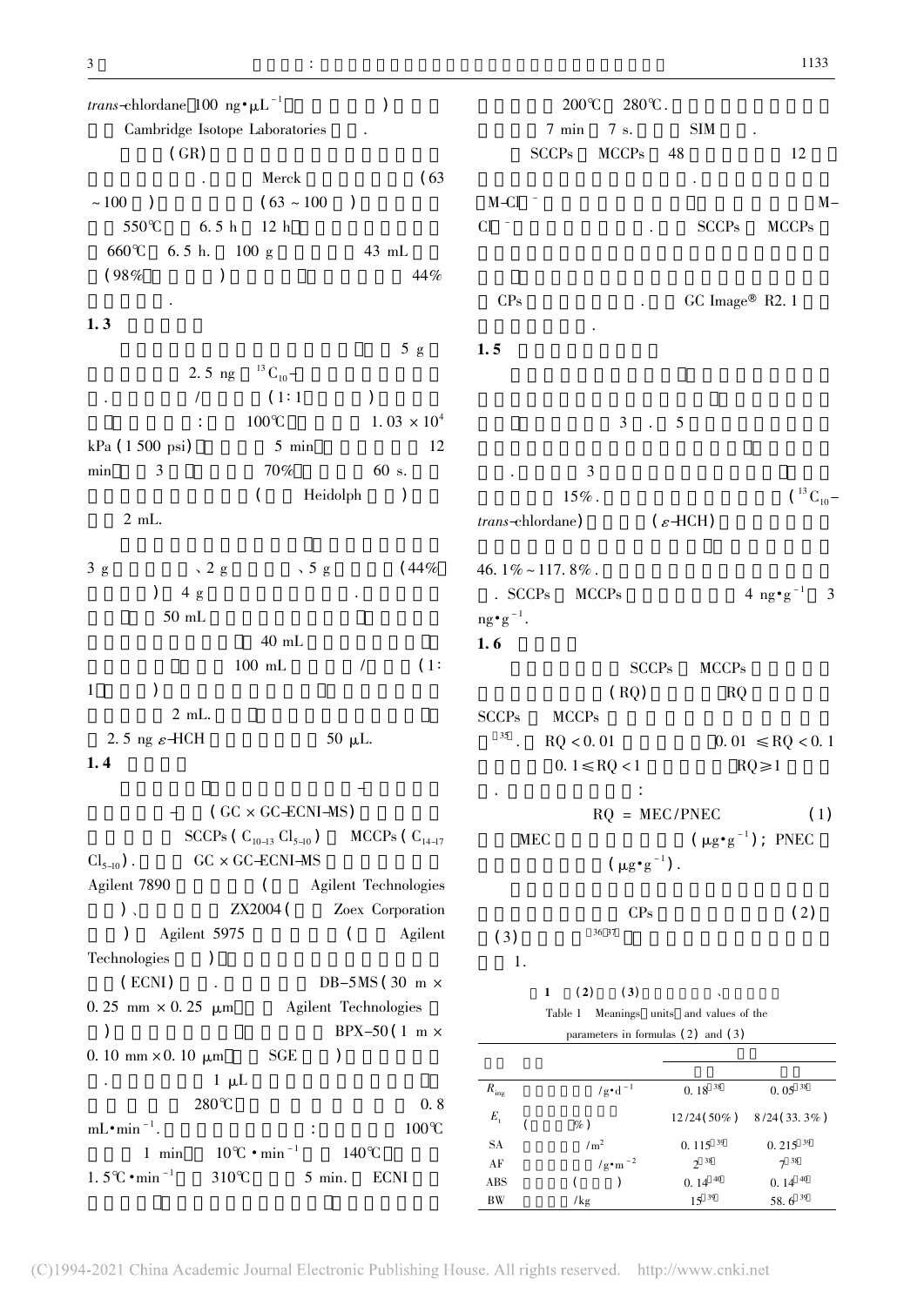*trans*-chlordane 100 ng·μL$^{-1}$ )

Cambridge Isotope Laboratories .

(GR)

. Merck (63 ~100 ) (63 ~ 100 )

550℃ 6.5 h 12 h

660℃ 6.5 h. 100 g 43 mL

(98% ) 44%

.

## 1.3

5 g

2.5 ng $^{13}C_{10}$-

. / (1∶1 )

: 100℃ $1.03 \times 10^4$ kPa (1 500 psi) 5 min 12 min 3 70% 60 s.

( Heidolph )

2 mL.

3 g 、2 g 、5 g (44% ) 4 g .

50 mL

40 mL

100 mL / (1∶1 )

2 mL.

2.5 ng ε-HCH 50 μL.

## 1.4

- - (GC × GC-ECNI-MS)

SCCPs ($C_{10-13}$ $Cl_{5-10}$) MCCPs ($C_{14-17}$ $Cl_{5-10}$). GC × GC-ECNI-MS

Agilent 7890 ( Agilent Technologies )、 ZX2004 ( Zoex Corporation ) Agilent 5975 ( Agilent Technologies )

(ECNI) . DB-5MS (30 m × 0.25 mm × 0.25 μm Agilent Technologies ) BPX-50 (1 m × 0.10 mm × 0.10 μm SGE )

. 1 μL

280℃ 0.8 mL·min$^{-1}$. : 100℃

1 min 10℃·min$^{-1}$ 140℃

1.5℃·min$^{-1}$ 310℃ 5 min. ECNI

200℃ 280℃.

7 min 7 s. SIM .

SCCPs MCCPs 48 12

.

M-Cl]$^-$ M-Cl]$^-$ . SCCPs MCCPs

CPs . GC Image® R2.1

.

## 1.5

3 . 5

. 3

15%. ($^{13}C_{10}$-*trans*-chlordane) (ε-HCH)

46.1% ~ 117.8%.

. SCCPs MCCPs 4 ng·g$^{-1}$ 3 ng·g$^{-1}$.

## 1.6

SCCPs MCCPs

(RQ) RQ

SCCPs MCCPs

[35]. RQ < 0.01 0.01 ≤ RQ < 0.1

0.1 ≤ RQ < 1 RQ ≥ 1

. :

$$RQ = MEC/PNEC \quad (1)$$

MEC (μg·g$^{-1}$); PNEC (μg·g$^{-1}$).

CPs (2)

(3) [36,37]

1.

**表 1** (2) (3) 、

Table 1 Meanings, units and values of the parameters in formulas (2) and (3)

| | | | |
|---|---|---|---|
| $R_{ing}$ | /g·d$^{-1}$ | 0.18[38] | 0.05[38] |
| $E_t$ | ( %) | 12/24(50%) | 8/24(33.3%) |
| SA | /m$^2$ | 0.115[39] | 0.215[39] |
| AF | /g·m$^{-2}$ | 2[38] | 7[38] |
| ABS | ( ) | 0.14[40] | 0.14[40] |
| BW | /kg | 15[39] | 58.6[39] |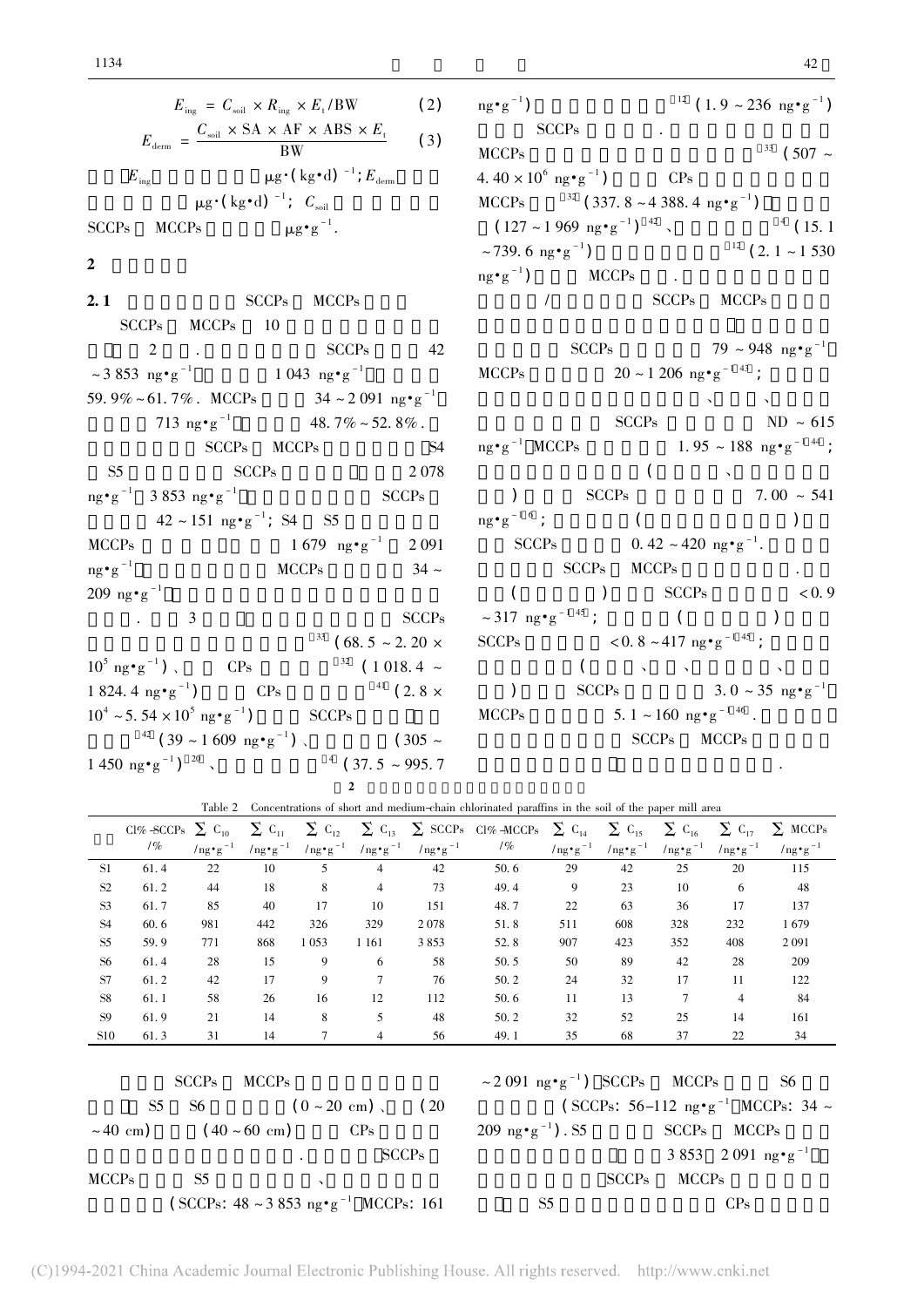$$E_{ing} = C_{soil} \times R_{ing} \times E_t / BW \quad (2)$$

$$E_{derm} = \frac{C_{soil} \times SA \times AF \times ABS \times E_t}{BW} \quad (3)$$

$E_{ing}$ μg·(kg·d)$^{-1}$; $E_{derm}$ μg·(kg·d)$^{-1}$; $C_{soil}$ SCCPs MCCPs μg·g$^{-1}$.

## 2

### 2.1 SCCPs MCCPs

SCCPs MCCPs 10 2 . SCCPs 42 ~3 853 ng·g$^{-1}$ 1 043 ng·g$^{-1}$ 59.9%~61.7%. MCCPs 34~2 091 ng·g$^{-1}$ 713 ng·g$^{-1}$ 48.7%~52.8%. SCCPs MCCPs S4 S5 SCCPs 2 078 ng·g$^{-1}$ 3 853 ng·g$^{-1}$ SCCPs 42~151 ng·g$^{-1}$; S4 S5 MCCPs 1 679 ng·g$^{-1}$ 2 091 ng·g$^{-1}$ MCCPs 34~209 ng·g$^{-1}$ . 3 SCCPs [33] (68.5~2.20×10$^5$ ng·g$^{-1}$)、CPs [32] (1 018.4~1 824.4 ng·g$^{-1}$) CPs [41] (2.8×10$^4$~5.54×10$^5$ ng·g$^{-1}$) SCCPs [42] (39~1 609 ng·g$^{-1}$)、(305~1 450 ng·g$^{-1}$) [20]、[4] (37.5~995.7 ng·g$^{-1}$) [12] (1.9~236 ng·g$^{-1}$) SCCPs . MCCPs [33] (507~4.40×10$^6$ ng·g$^{-1}$) CPs MCCPs [32] (337.8~4 388.4 ng·g$^{-1}$) (127~1 969 ng·g$^{-1}$) [42]、[4] (15.1~739.6 ng·g$^{-1}$) [12] (2.1~1 530 ng·g$^{-1}$) MCCPs . / SCCPs MCCPs SCCPs 79~948 ng·g$^{-1}$ MCCPs 20~1 206 ng·g$^{-1}$ [43]; 、 、 SCCPs ND~615 ng·g$^{-1}$ MCCPs 1.95~188 ng·g$^{-1}$ [44]; ( 、 ) SCCPs 7.00~541 ng·g$^{-1}$ [6]; ( ) SCCPs 0.42~420 ng·g$^{-1}$. SCCPs MCCPs . ( ) SCCPs <0.9~317 ng·g$^{-1}$ [45]; ( ) SCCPs <0.8~417 ng·g$^{-1}$ [45]; ( 、 、 、 ) SCCPs 3.0~35 ng·g$^{-1}$ MCCPs 5.1~160 ng·g$^{-1}$ [46]. SCCPs MCCPs .

2

Table 2 Concentrations of short and medium-chain chlorinated paraffins in the soil of the paper mill area

| | Cl%-SCCPs /% | $\sum C_{10}$ /ng·g$^{-1}$ | $\sum C_{11}$ /ng·g$^{-1}$ | $\sum C_{12}$ /ng·g$^{-1}$ | $\sum C_{13}$ /ng·g$^{-1}$ | $\sum$ SCCPs /ng·g$^{-1}$ | Cl%-MCCPs /% | $\sum C_{14}$ /ng·g$^{-1}$ | $\sum C_{15}$ /ng·g$^{-1}$ | $\sum C_{16}$ /ng·g$^{-1}$ | $\sum C_{17}$ /ng·g$^{-1}$ | $\sum$ MCCPs /ng·g$^{-1}$ |
|---|---|---|---|---|---|---|---|---|---|---|---|---|
| S1 | 61.4 | 22 | 10 | 5 | 4 | 42 | 50.6 | 29 | 42 | 25 | 20 | 115 |
| S2 | 61.2 | 44 | 18 | 8 | 4 | 73 | 49.4 | 9 | 23 | 10 | 6 | 48 |
| S3 | 61.7 | 85 | 40 | 17 | 10 | 151 | 48.7 | 22 | 63 | 36 | 17 | 137 |
| S4 | 60.6 | 981 | 442 | 326 | 329 | 2 078 | 51.8 | 511 | 608 | 328 | 232 | 1 679 |
| S5 | 59.9 | 771 | 868 | 1 053 | 1 161 | 3 853 | 52.8 | 907 | 423 | 352 | 408 | 2 091 |
| S6 | 61.4 | 28 | 15 | 9 | 6 | 58 | 50.5 | 50 | 89 | 42 | 28 | 209 |
| S7 | 61.2 | 42 | 17 | 9 | 7 | 76 | 50.2 | 24 | 32 | 17 | 11 | 122 |
| S8 | 61.1 | 58 | 26 | 16 | 12 | 112 | 50.6 | 11 | 13 | 7 | 4 | 84 |
| S9 | 61.9 | 21 | 14 | 8 | 5 | 48 | 50.2 | 32 | 52 | 25 | 14 | 161 |
| S10 | 61.3 | 31 | 14 | 7 | 4 | 56 | 49.1 | 35 | 68 | 37 | 22 | 34 |

SCCPs MCCPs S5 S6 (0~20 cm)、(20~40 cm) (40~60 cm) CPs . SCCPs MCCPs S5 、 (SCCPs: 48~3 853 ng·g$^{-1}$ MCCPs: 161~2 091 ng·g$^{-1}$) SCCPs MCCPs S6 (SCCPs: 56~112 ng·g$^{-1}$ MCCPs: 34~209 ng·g$^{-1}$). S5 SCCPs MCCPs 3 853 2 091 ng·g$^{-1}$ SCCPs MCCPs S5 CPs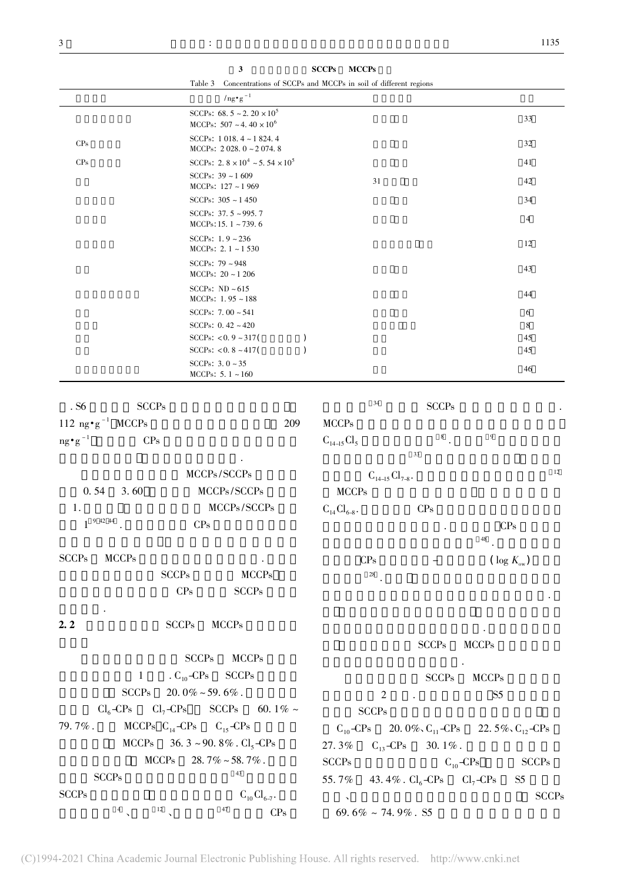表 3 不同地区土壤中 SCCPs 和 MCCPs 含量

Table 3 Concentrations of SCCPs and MCCPs in soil of different regions

| | /$ng\cdot g^{-1}$ | | |
|---|---|---|---|
| | SCCPs: 68.5 ~ $2.20\times10^5$<br>MCCPs: 507 ~ $4.40\times10^6$ | | 33 |
| CPs | SCCPs: 1 018.4 ~ 1 824.4<br>MCCPs: 2 028.0 ~ 2 074.8 | | 32 |
| CPs | SCCPs: $2.8\times10^4$ ~ $5.54\times10^5$ | | 41 |
| | SCCPs: 39 ~ 1 609<br>MCCPs: 127 ~ 1 969 | 31 | 42 |
| | SCCPs: 305 ~ 1 450 | | 34 |
| | SCCPs: 37.5 ~ 995.7<br>MCCPs: 15.1 ~ 739.6 | | 4 |
| | SCCPs: 1.9 ~ 236<br>MCCPs: 2.1 ~ 1 530 | | 12 |
| | SCCPs: 79 ~ 948<br>MCCPs: 20 ~ 1 206 | | 43 |
| | SCCPs: ND ~ 615<br>MCCPs: 1.95 ~ 188 | | 44 |
| | SCCPs: 7.00 ~ 541 | | 6 |
| | SCCPs: 0.42 ~ 420 | | 8 |
| | SCCPs: < 0.9 ~ 317( ) | | 45 |
| | SCCPs: < 0.8 ~ 417( ) | | 45 |
| | SCCPs: 3.0 ~ 35<br>MCCPs: 5.1 ~ 160 | | 46 |

. S6 SCCPs 112 $ng\cdot g^{-1}$ MCCPs 209 $ng\cdot g^{-1}$ CPs .

MCCPs/SCCPs 0.54 3.60 MCCPs/SCCPs 1. MCCPs/SCCPs 1[9,42,44]. CPs SCCPs MCCPs . SCCPs MCCPs CPs SCCPs .

## 2.2 SCCPs MCCPs

SCCPs MCCPs 1 . $C_{10}$-CPs SCCPs SCCPs 20.0% ~ 59.6%. $Cl_6$-CPs $Cl_7$-CPs SCCPs 60.1% ~ 79.7%. MCCPs $C_{14}$-CPs $C_{15}$-CPs MCCPs 36.3 ~ 90.8%. $Cl_5$-CPs MCCPs 28.7% ~ 58.7%. SCCPs [43] SCCPs $C_{10}Cl_{6\text{-}7}$. [4]、[12]、[47] CPs [34] SCCPs . MCCPs $C_{14\text{-}15}Cl_5$ [8]. [9] [33] $C_{14\text{-}15}Cl_{7\text{-}8}$. [12] MCCPs $C_{14}Cl_{6\text{-}8}$. CPs . CPs [48]. CPs — ($\log K_{ow}$) [28]. . . SCCPs MCCPs .

SCCPs MCCPs 2 . S5 SCCPs $C_{10}$-CPs 20.0%、$C_{11}$-CPs 22.5%、$C_{12}$-CPs 27.3% $C_{13}$-CPs 30.1%. SCCPs $C_{10}$-CPs SCCPs 55.7% 43.4%. $Cl_6$-CPs $Cl_7$-CPs S5 、 SCCPs 69.6% ~ 74.9%. S5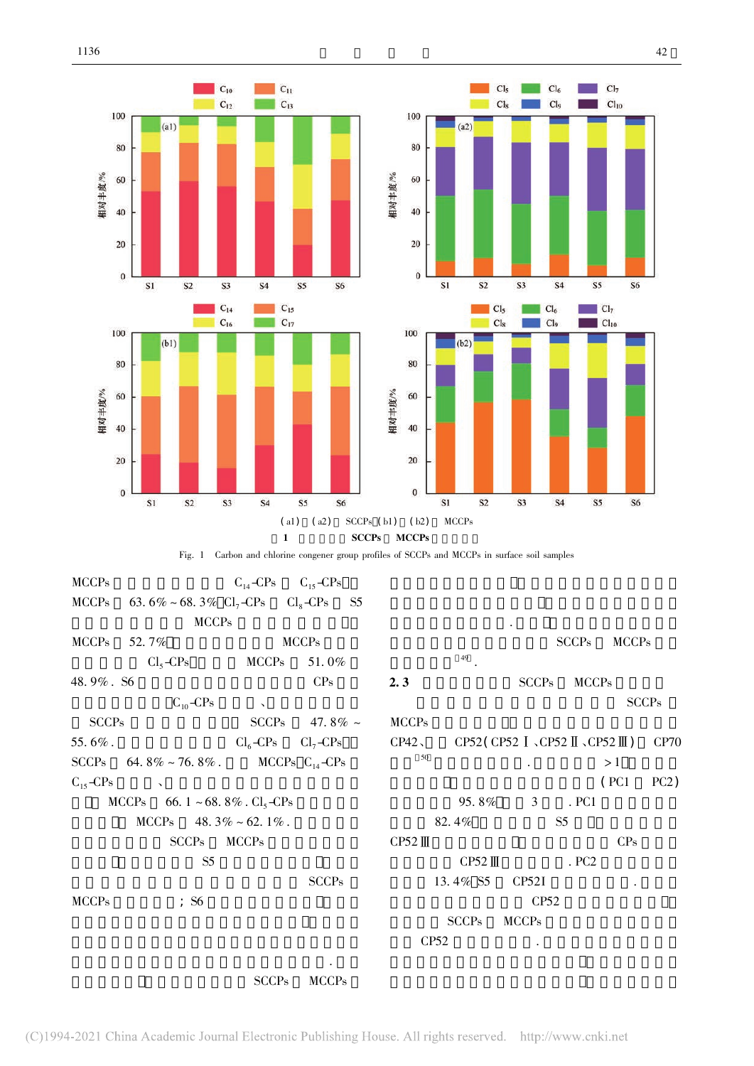(a1)  (a2)  SCCPs (b1)  (b2)  MCCPs

1  SCCPs  MCCPs

Fig. 1  Carbon and chlorine congener group profiles of SCCPs and MCCPs in surface soil samples

MCCPs $C_{14}$-CPs $C_{15}$-CPs

MCCPs 63.6% ~ 68.3% $Cl_7$-CPs $Cl_8$-CPs S5

MCCPs

MCCPs 52.7% MCCPs

$Cl_5$-CPs MCCPs 51.0%

48.9%. S6 CPs

$C_{10}$-CPs 、

SCCPs SCCPs 47.8% ~

55.6%. $Cl_6$-CPs $Cl_7$-CPs

SCCPs 64.8% ~ 76.8%. MCCPs $C_{14}$-CPs

$C_{15}$-CPs 、

MCCPs 66.1 ~ 68.8%. $Cl_5$-CPs

MCCPs 48.3% ~ 62.1%.

SCCPs MCCPs

S5

SCCPs

MCCPs ; S6

.

SCCPs MCCPs

.

SCCPs MCCPs

[49].

## 2.3 SCCPs MCCPs

SCCPs

MCCPs

CP42、 CP52(CP52Ⅰ、CP52Ⅱ、CP52Ⅲ) CP70

[50] . >1

(PC1 PC2)

95.8% 3 . PC1

82.4% S5

CP52Ⅲ CPs

CP52Ⅲ . PC2

13.4% S5 CP52Ⅰ .

CP52

SCCPs MCCPs

CP52 .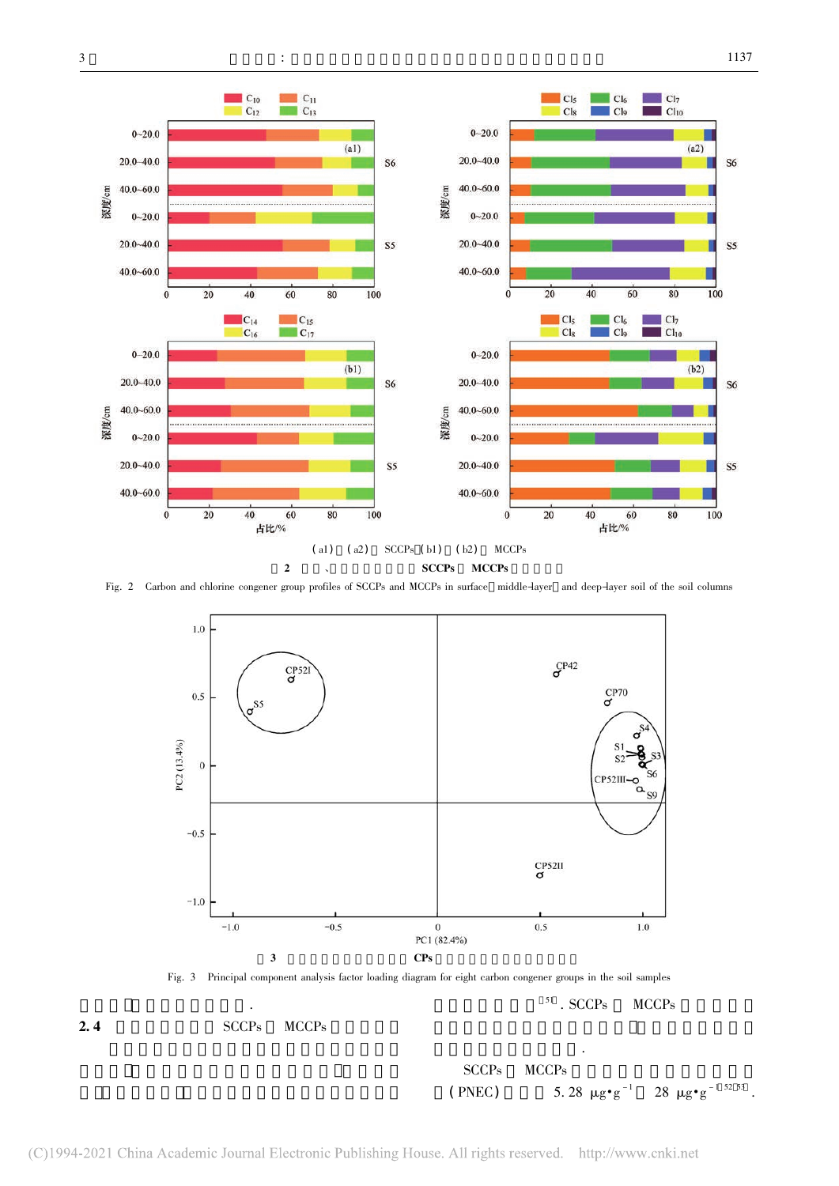(a1)、(a2) SCCPs；(b1)、(b2) MCCPs

图 2 SCCPs 和 MCCPs

Fig. 2 Carbon and chlorine congener group profiles of SCCPs and MCCPs in surface, middle-layer and deep-layer soil of the soil columns

图 3 CPs

Fig. 3 Principal component analysis factor loading diagram for eight carbon congener groups in the soil samples

.

## 2.4 SCCPs 和 MCCPs

[51]. SCCPs 和 MCCPs

.

SCCPs 和 MCCPs (PNEC) 5.28 $\mu g \cdot g^{-1}$ 和 28 $\mu g \cdot g^{-1}$ [52,53].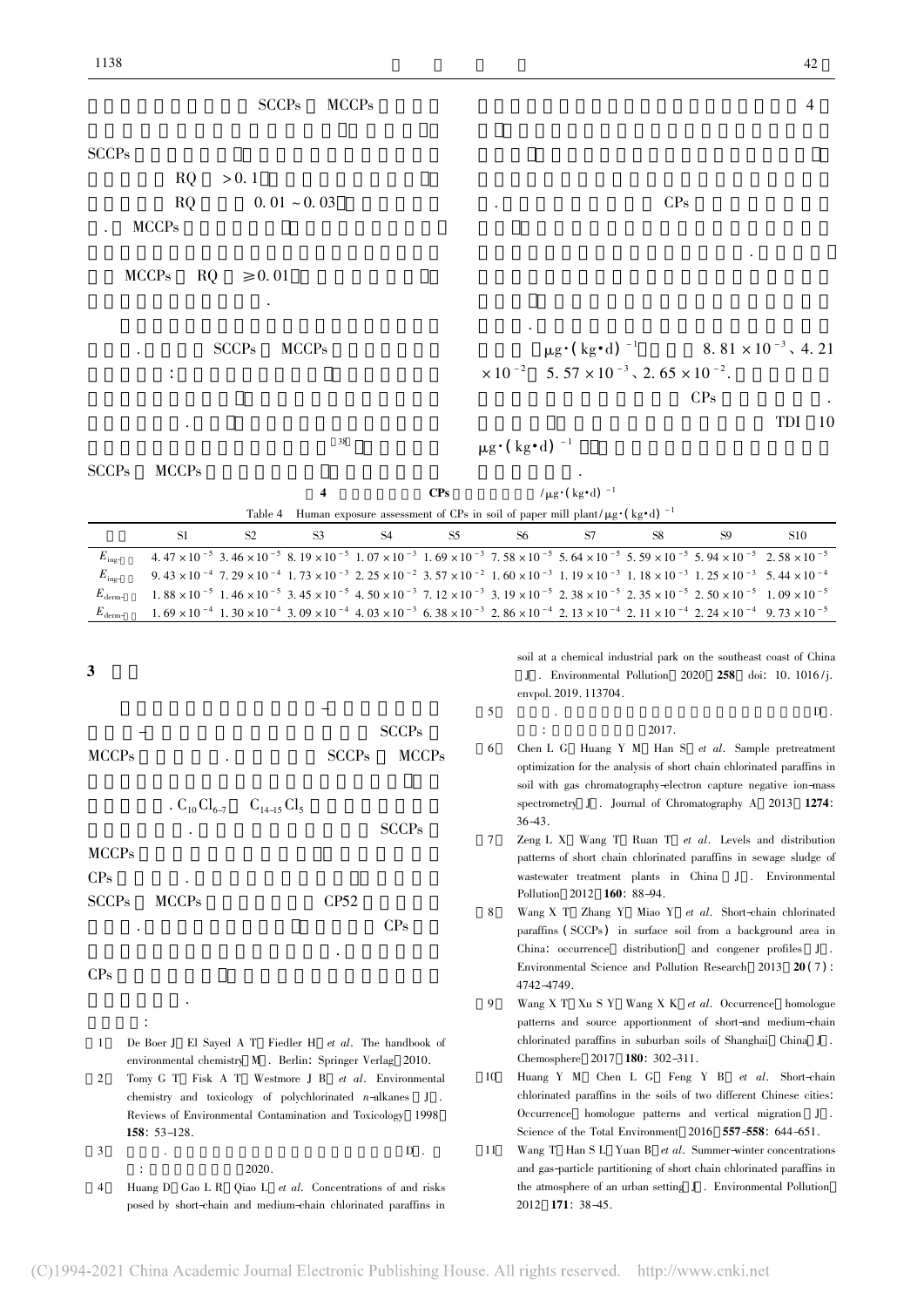SCCPs MCCPs

SCCPs

RQ >0.1

RQ 0.01 ~ 0.03

. MCCPs

MCCPs RQ ≥0.01

.

. SCCPs MCCPs

:

.

[38]

SCCPs MCCPs

4

.

CPs

.

.

.

$\mu g \cdot (kg \cdot d)^{-1}$ $8.81 \times 10^{-3}$、$4.21 \times 10^{-2}$ $5.57 \times 10^{-3}$、$2.65 \times 10^{-2}$.

CPs .

TDI 10 $\mu g \cdot (kg \cdot d)^{-1}$

.

**4 CPs** $/\mu g \cdot (kg \cdot d)^{-1}$

Table 4 Human exposure assessment of CPs in soil of paper mill plant/$\mu g \cdot (kg \cdot d)^{-1}$

| | S1 | S2 | S3 | S4 | S5 | S6 | S7 | S8 | S9 | S10 |
|---|---|---|---|---|---|---|---|---|---|---|
| $E_{ing}$ | $4.47 \times 10^{-5}$ | $3.46 \times 10^{-5}$ | $8.19 \times 10^{-5}$ | $1.07 \times 10^{-3}$ | $1.69 \times 10^{-3}$ | $7.58 \times 10^{-5}$ | $5.64 \times 10^{-5}$ | $5.59 \times 10^{-5}$ | $5.94 \times 10^{-5}$ | $2.58 \times 10^{-5}$ |
| $E_{ing}$ | $9.43 \times 10^{-4}$ | $7.29 \times 10^{-4}$ | $1.73 \times 10^{-3}$ | $2.25 \times 10^{-2}$ | $3.57 \times 10^{-2}$ | $1.60 \times 10^{-3}$ | $1.19 \times 10^{-3}$ | $1.18 \times 10^{-3}$ | $1.25 \times 10^{-3}$ | $5.44 \times 10^{-4}$ |
| $E_{derm}$ | $1.88 \times 10^{-5}$ | $1.46 \times 10^{-5}$ | $3.45 \times 10^{-5}$ | $4.50 \times 10^{-3}$ | $7.12 \times 10^{-3}$ | $3.19 \times 10^{-5}$ | $2.38 \times 10^{-5}$ | $2.35 \times 10^{-5}$ | $2.50 \times 10^{-5}$ | $1.09 \times 10^{-5}$ |
| $E_{derm}$ | $1.69 \times 10^{-4}$ | $1.30 \times 10^{-4}$ | $3.09 \times 10^{-4}$ | $4.03 \times 10^{-3}$ | $6.38 \times 10^{-3}$ | $2.86 \times 10^{-4}$ | $2.13 \times 10^{-4}$ | $2.11 \times 10^{-4}$ | $2.24 \times 10^{-4}$ | $9.73 \times 10^{-5}$ |

## 3

SCCPs MCCPs . SCCPs MCCPs

. $C_{10}Cl_{6-7}$ $C_{14-15}Cl_5$

. SCCPs

MCCPs

CPs .

SCCPs MCCPs CP52

. CPs

.

CPs

.

:

[1] De Boer J, El Sayed A T, Fiedler H, *et al*. The handbook of environmental chemistry[M]. Berlin: Springer Verlag, 2010.

[2] Tomy G T, Fisk A T, Westmore J B, *et al*. Environmental chemistry and toxicology of polychlorinated *n*-alkanes[J]. Reviews of Environmental Contamination and Toxicology, 1998, **158**: 53-128.

[3] . [D]. : , 2020.

[4] Huang D, Gao L R, Qiao L, *et al*. Concentrations of and risks posed by short-chain and medium-chain chlorinated paraffins in soil at a chemical industrial park on the southeast coast of China[J]. Environmental Pollution, 2020, **258**, doi: 10.1016/j.envpol.2019.113704.

[5] . [D]. : , 2017.

[6] Chen L G, Huang Y M, Han S, *et al*. Sample pretreatment optimization for the analysis of short chain chlorinated paraffins in soil with gas chromatography-electron capture negative ion-mass spectrometry[J]. Journal of Chromatography A, 2013, **1274**: 36-43.

[7] Zeng L X, Wang T, Ruan T, *et al*. Levels and distribution patterns of short chain chlorinated paraffins in sewage sludge of wastewater treatment plants in China[J]. Environmental Pollution, 2012, **160**: 88-94.

[8] Wang X T, Zhang Y, Miao Y, *et al*. Short-chain chlorinated paraffins (SCCPs) in surface soil from a background area in China: occurrence, distribution, and congener profiles[J]. Environmental Science and Pollution Research, 2013, **20**(7): 4742-4749.

[9] Wang X T, Xu S Y, Wang X K, *et al*. Occurrence, homologue patterns and source apportionment of short-and medium-chain chlorinated paraffins in suburban soils of Shanghai, China[J]. Chemosphere, 2017, **180**: 302-311.

[10] Huang Y M, Chen L G, Feng Y B, *et al*. Short-chain chlorinated paraffins in the soils of two different Chinese cities: Occurrence, homologue patterns and vertical migration[J]. Science of the Total Environment, 2016, **557-558**: 644-651.

[11] Wang T, Han S L, Yuan B, *et al*. Summer-winter concentrations and gas-particle partitioning of short chain chlorinated paraffins in the atmosphere of an urban setting[J]. Environmental Pollution, 2012, **171**: 38-45.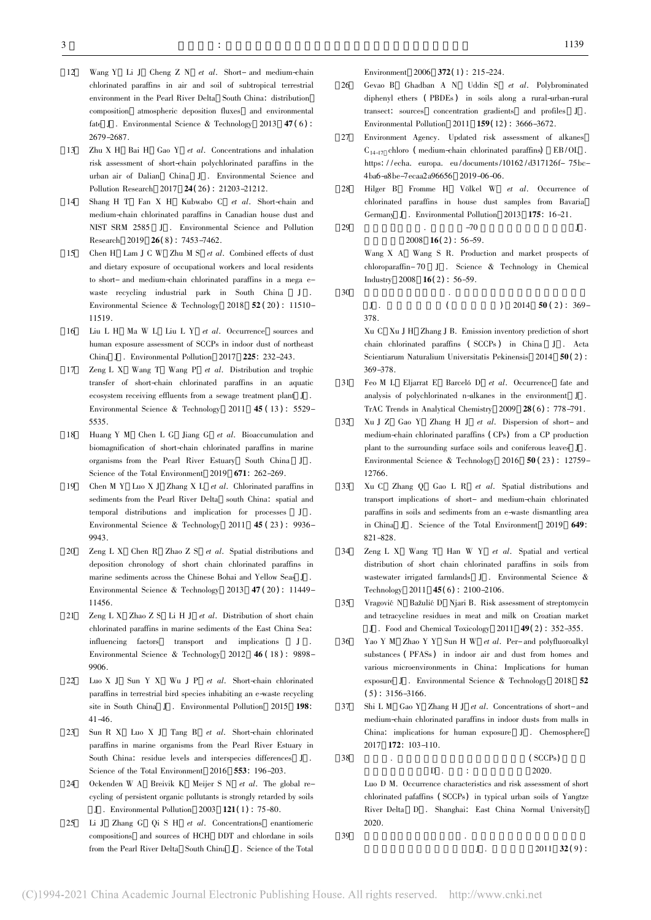[12] Wang Y, Li J, Cheng Z N, *et al*. Short- and medium-chain chlorinated paraffins in air and soil of subtropical terrestrial environment in the Pearl River Delta, South China: distribution, composition, atmospheric deposition fluxes, and environmental fate[J]. Environmental Science & Technology, 2013, **47**(6): 2679-2687.

[13] Zhu X H, Bai H, Gao Y, *et al*. Concentrations and inhalation risk assessment of short-chain polychlorinated paraffins in the urban air of Dalian, China[J]. Environmental Science and Pollution Research, 2017, **24**(26): 21203-21212.

[14] Shang H T, Fan X H, Kubwabo C, *et al*. Short-chain and medium-chain chlorinated paraffins in Canadian house dust and NIST SRM 2585[J]. Environmental Science and Pollution Research, 2019, **26**(8): 7453-7462.

[15] Chen H, Lam J C W, Zhu M S, *et al*. Combined effects of dust and dietary exposure of occupational workers and local residents to short- and medium-chain chlorinated paraffins in a mega e-waste recycling industrial park in South China[J]. Environmental Science & Technology, 2018, **52**(20): 11510-11519.

[16] Liu L H, Ma W L, Liu L Y, *et al*. Occurrence, sources and human exposure assessment of SCCPs in indoor dust of northeast China[J]. Environmental Pollution, 2017, **225**: 232-243.

[17] Zeng L X, Wang T, Wang P, *et al*. Distribution and trophic transfer of short-chain chlorinated paraffins in an aquatic ecosystem receiving effluents from a sewage treatment plant[J]. Environmental Science & Technology, 2011, **45**(13): 5529-5535.

[18] Huang Y M, Chen L G, Jiang G, *et al*. Bioaccumulation and biomagnification of short-chain chlorinated paraffins in marine organisms from the Pearl River Estuary, South China[J]. Science of the Total Environment, 2019, **671**: 262-269.

[19] Chen M Y, Luo X J, Zhang X L, *et al*. Chlorinated paraffins in sediments from the Pearl River Delta, south China: spatial and temporal distributions and implication for processes[J]. Environmental Science & Technology, 2011, **45**(23): 9936-9943.

[20] Zeng L X, Chen R, Zhao Z S, *et al*. Spatial distributions and deposition chronology of short chain chlorinated paraffins in marine sediments across the Chinese Bohai and Yellow Seas[J]. Environmental Science & Technology, 2013, **47**(20): 11449-11456.

[21] Zeng L X, Zhao Z S, Li H J, *et al*. Distribution of short chain chlorinated paraffins in marine sediments of the East China Sea: influencing factors, transport and implications[J]. Environmental Science & Technology, 2012, **46**(18): 9898-9906.

[22] Luo X J, Sun Y X, Wu J P, *et al*. Short-chain chlorinated paraffins in terrestrial bird species inhabiting an e-waste recycling site in South China[J]. Environmental Pollution, 2015, **198**: 41-46.

[23] Sun R X, Luo X J, Tang B, *et al*. Short-chain chlorinated paraffins in marine organisms from the Pearl River Estuary in South China: residue levels and interspecies differences[J]. Science of the Total Environment, 2016, **553**: 196-203.

[24] Ockenden W A, Breivik K, Meijer S N, *et al*. The global re-cycling of persistent organic pollutants is strongly retarded by soils[J]. Environmental Pollution, 2003, **121**(1): 75-80.

[25] Li J, Zhang G, Qi S H, *et al*. Concentrations, enantiomeric compositions, and sources of HCH, DDT and chlordane in soils from the Pearl River Delta, South China[J]. Science of the Total Environment, 2006, **372**(1): 215-224.

[26] Gevao B, Ghadban A N, Uddin S, *et al*. Polybrominated diphenyl ethers (PBDEs) in soils along a rural-urban-rural transect: sources, concentration gradients, and profiles[J]. Environmental Pollution, 2011, **159**(12): 3666-3672.

[27] Environment Agency. Updated risk assessment of alkanes $C_{14-17}$ chloro (medium-chain chlorinated paraffins)[EB/OL]. https://echa.europa.eu/documents/10162/d317126f-75bc-4ba6-a8be-7ecaa2a96656, 2019-06-06.

[28] Hilger B, Fromme H, Völkel W, *et al*. Occurrence of chlorinated paraffins in house dust samples from Bavaria, Germany[J]. Environmental Pollution, 2013, **175**: 16-21.

[29] Wang X A, Wang S R. Production and market prospects of chloroparaffin-70[J]. Science & Technology in Chemical Industry, 2008, **16**(2): 56-59.

[30] Xu C, Xu J H, Zhang J B. Emission inventory prediction of short chain chlorinated paraffins (SCCPs) in China[J]. Acta Scientiarum Naturalium Universitatis Pekinensis, 2014, **50**(2): 369-378.

[31] Feo M L, Eljarrat E, Barceló D, *et al*. Occurrence, fate and analysis of polychlorinated n-alkanes in the environment[J]. TrAC Trends in Analytical Chemistry, 2009, **28**(6): 778-791.

[32] Xu J Z, Gao Y, Zhang H J, *et al*. Dispersion of short- and medium-chain chlorinated paraffins (CPs) from a CP production plant to the surrounding surface soils and coniferous leaves[J]. Environmental Science & Technology, 2016, **50**(23): 12759-12766.

[33] Xu C, Zhang Q, Gao L R, *et al*. Spatial distributions and transport implications of short- and medium-chain chlorinated paraffins in soils and sediments from an e-waste dismantling area in China[J]. Science of the Total Environment, 2019, **649**: 821-828.

[34] Zeng L X, Wang T, Han W Y, *et al*. Spatial and vertical distribution of short chain chlorinated paraffins in soils from wastewater irrigated farmlands[J]. Environmental Science & Technology, 2011, **45**(6): 2100-2106.

[35] Vragović N, Bažulić D, Njari B. Risk assessment of streptomycin and tetracycline residues in meat and milk on Croatian market[J]. Food and Chemical Toxicology, 2011, **49**(2): 352-355.

[36] Yao Y M, Zhao Y Y, Sun H W, *et al*. Per- and polyfluoroalkyl substances (PFASs) in indoor air and dust from homes and various microenvironments in China: Implications for human exposure[J]. Environmental Science & Technology, 2018, **52**(5): 3156-3166.

[37] Shi L M, Gao Y, Zhang H J, *et al*. Concentrations of short- and medium-chain chlorinated paraffins in indoor dusts from malls in China: implications for human exposure[J]. Chemosphere, 2017, **172**: 103-110.

[38] Luo D M. Occurrence characteristics and risk assessment of short chlorinated pafaffins (SCCPs) in typical urban soils of Yangtze River Delta[D]. Shanghai: East China Normal University, 2020.

[39] 2011, **32**(9):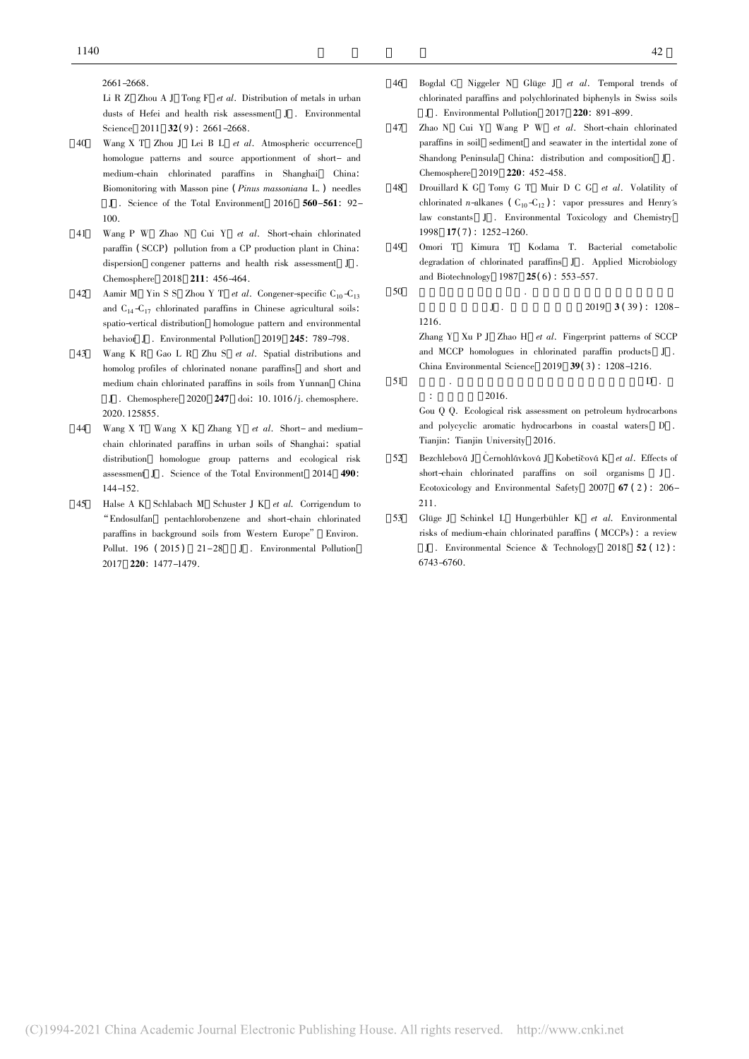2661-2668.

Li R Z Zhou A J Tong F *et al*. Distribution of metals in urban dusts of Hefei and health risk assessment J . Environmental Science 2011 **32**(9): 2661-2668.

40 Wang X T Zhou J Lei B L *et al*. Atmospheric occurrence homologue patterns and source apportionment of short- and medium-chain chlorinated paraffins in Shanghai China: Biomonitoring with Masson pine (*Pinus massoniana* L.) needles J . Science of the Total Environment 2016 **560-561**: 92-100.

41 Wang P W Zhao N Cui Y *et al*. Short-chain chlorinated paraffin (SCCP) pollution from a CP production plant in China: dispersion congener patterns and health risk assessment J . Chemosphere 2018 **211**: 456-464.

42 Aamir M Yin S S Zhou Y T *et al*. Congener-specific $C_{10}$-$C_{13}$ and $C_{14}$-$C_{17}$ chlorinated paraffins in Chinese agricultural soils: spatio-vertical distribution homologue pattern and environmental behavior J . Environmental Pollution 2019 **245**: 789-798.

43 Wang K R Gao L R Zhu S *et al*. Spatial distributions and homolog profiles of chlorinated nonane paraffins and short and medium chain chlorinated paraffins in soils from Yunnan China J . Chemosphere 2020 **247** doi: 10.1016/j.chemosphere.2020.125855.

44 Wang X T Wang X K Zhang Y *et al*. Short- and medium-chain chlorinated paraffins in urban soils of Shanghai: spatial distribution homologue group patterns and ecological risk assessment J . Science of the Total Environment 2014 **490**: 144-152.

45 Halse A K Schlabach M Schuster J K *et al*. Corrigendum to "Endosulfan pentachlorobenzene and short-chain chlorinated paraffins in background soils from Western Europe" Environ. Pollut. 196 (2015) 21-28 J . Environmental Pollution 2017 **220**: 1477-1479.

46 Bogdal C Niggeler N Glüge J *et al*. Temporal trends of chlorinated paraffins and polychlorinated biphenyls in Swiss soils J . Environmental Pollution 2017 **220**: 891-899.

47 Zhao N Cui Y Wang P W *et al*. Short-chain chlorinated paraffins in soil sediment and seawater in the intertidal zone of Shandong Peninsula China: distribution and composition J . Chemosphere 2019 **220**: 452-458.

48 Drouillard K G Tomy G T Muir D C G *et al*. Volatility of chlorinated *n*-alkanes ($C_{10}$-$C_{12}$): vapor pressures and Henry's law constants J . Environmental Toxicology and Chemistry 1998 **17**(7): 1252-1260.

49 Omori T Kimura T Kodama T. Bacterial cometabolic degradation of chlorinated paraffins J . Applied Microbiology and Biotechnology 1987 **25**(6): 553-557.

50 . J . 2019 **3**(39): 1208-1216.

Zhang Y Xu P J Zhao H *et al*. Fingerprint patterns of SCCP and MCCP homologues in chlorinated paraffin products J . China Environmental Science 2019 **39**(3): 1208-1216.

51 . D . : 2016.

Gou Q Q. Ecological risk assessment on petroleum hydrocarbons and polycyclic aromatic hydrocarbons in coastal waters D . Tianjin: Tianjin University 2016.

52 Bezchlebová J Černohlávková J Kobetičová K *et al*. Effects of short-chain chlorinated paraffins on soil organisms J . Ecotoxicology and Environmental Safety 2007 **67**(2): 206-211.

53 Glüge J Schinkel L Hungerbühler K *et al*. Environmental risks of medium-chain chlorinated paraffins (MCCPs): a review J . Environmental Science & Technology 2018 **52**(12): 6743-6760.